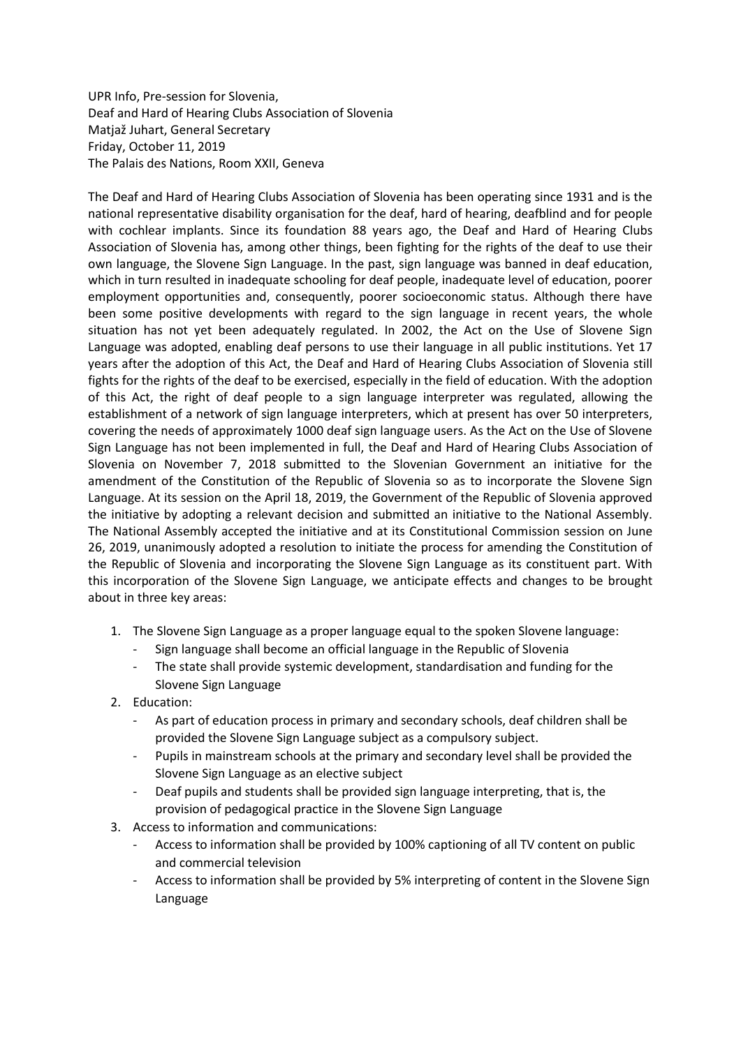UPR Info, Pre-session for Slovenia,
Deaf and Hard of Hearing Clubs Association of Slovenia
Matjaž Juhart, General Secretary
Friday, October 11, 2019
The Palais des Nations, Room XXII, Geneva

The Deaf and Hard of Hearing Clubs Association of Slovenia has been operating since 1931 and is the national representative disability organisation for the deaf, hard of hearing, deafblind and for people with cochlear implants. Since its foundation 88 years ago, the Deaf and Hard of Hearing Clubs Association of Slovenia has, among other things, been fighting for the rights of the deaf to use their own language, the Slovene Sign Language. In the past, sign language was banned in deaf education, which in turn resulted in inadequate schooling for deaf people, inadequate level of education, poorer employment opportunities and, consequently, poorer socioeconomic status. Although there have been some positive developments with regard to the sign language in recent years, the whole situation has not yet been adequately regulated. In 2002, the Act on the Use of Slovene Sign Language was adopted, enabling deaf persons to use their language in all public institutions. Yet 17 years after the adoption of this Act, the Deaf and Hard of Hearing Clubs Association of Slovenia still fights for the rights of the deaf to be exercised, especially in the field of education. With the adoption of this Act, the right of deaf people to a sign language interpreter was regulated, allowing the establishment of a network of sign language interpreters, which at present has over 50 interpreters, covering the needs of approximately 1000 deaf sign language users. As the Act on the Use of Slovene Sign Language has not been implemented in full, the Deaf and Hard of Hearing Clubs Association of Slovenia on November 7, 2018 submitted to the Slovenian Government an initiative for the amendment of the Constitution of the Republic of Slovenia so as to incorporate the Slovene Sign Language. At its session on the April 18, 2019, the Government of the Republic of Slovenia approved the initiative by adopting a relevant decision and submitted an initiative to the National Assembly. The National Assembly accepted the initiative and at its Constitutional Commission session on June 26, 2019, unanimously adopted a resolution to initiate the process for amending the Constitution of the Republic of Slovenia and incorporating the Slovene Sign Language as its constituent part. With this incorporation of the Slovene Sign Language, we anticipate effects and changes to be brought about in three key areas:

1. The Slovene Sign Language as a proper language equal to the spoken Slovene language:
   - Sign language shall become an official language in the Republic of Slovenia
   - The state shall provide systemic development, standardisation and funding for the Slovene Sign Language
2. Education:
   - As part of education process in primary and secondary schools, deaf children shall be provided the Slovene Sign Language subject as a compulsory subject.
   - Pupils in mainstream schools at the primary and secondary level shall be provided the Slovene Sign Language as an elective subject
   - Deaf pupils and students shall be provided sign language interpreting, that is, the provision of pedagogical practice in the Slovene Sign Language
3. Access to information and communications:
   - Access to information shall be provided by 100% captioning of all TV content on public and commercial television
   - Access to information shall be provided by 5% interpreting of content in the Slovene Sign Language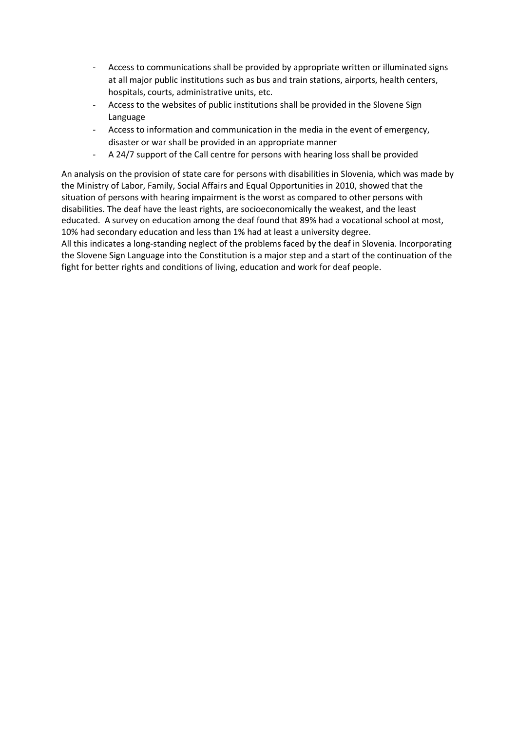- Access to communications shall be provided by appropriate written or illuminated signs at all major public institutions such as bus and train stations, airports, health centers, hospitals, courts, administrative units, etc.
- Access to the websites of public institutions shall be provided in the Slovene Sign Language
- Access to information and communication in the media in the event of emergency, disaster or war shall be provided in an appropriate manner
- A 24/7 support of the Call centre for persons with hearing loss shall be provided

An analysis on the provision of state care for persons with disabilities in Slovenia, which was made by the Ministry of Labor, Family, Social Affairs and Equal Opportunities in 2010, showed that the situation of persons with hearing impairment is the worst as compared to other persons with disabilities. The deaf have the least rights, are socioeconomically the weakest, and the least educated. A survey on education among the deaf found that 89% had a vocational school at most, 10% had secondary education and less than 1% had at least a university degree.
All this indicates a long-standing neglect of the problems faced by the deaf in Slovenia. Incorporating the Slovene Sign Language into the Constitution is a major step and a start of the continuation of the fight for better rights and conditions of living, education and work for deaf people.